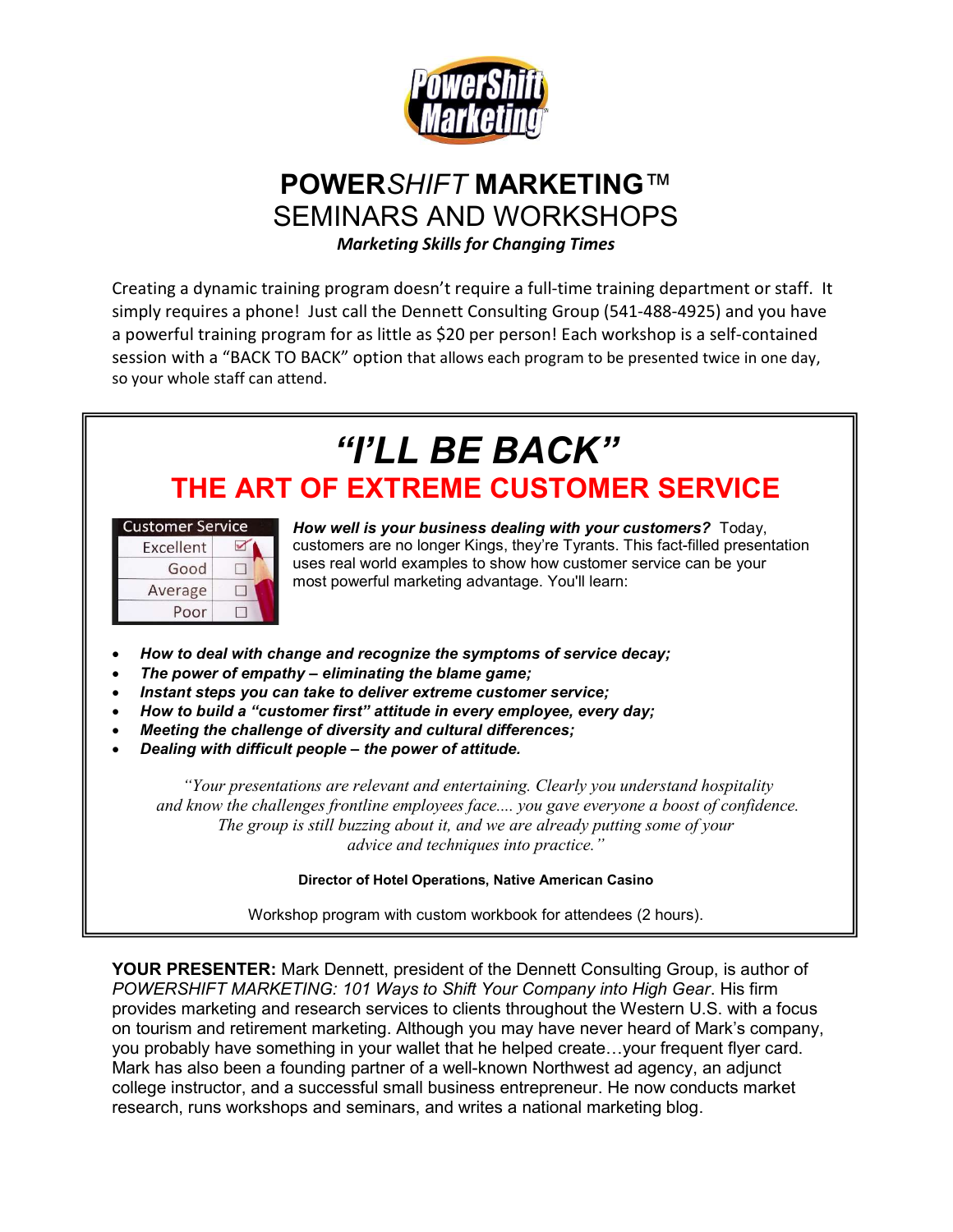# POWER*SHIFT* MARKETING™

## SEMINARS AND WORKSHOPS

***Marketing Skills for Changing Times***

Creating a dynamic training program doesn't require a full-time training department or staff. It simply requires a phone! Just call the Dennett Consulting Group (541-488-4925) and you have a powerful training program for as little as $20 per person! Each workshop is a self-contained session with a "BACK TO BACK" option that allows each program to be presented twice in one day, so your whole staff can attend.

## *"I'LL BE BACK"*

## THE ART OF EXTREME CUSTOMER SERVICE

| Customer Service | |
|---|---|
| Excellent | ☑ |
| Good | ☐ |
| Average | ☐ |
| Poor | ☐ |

***How well is your business dealing with your customers?*** Today, customers are no longer Kings, they're Tyrants. This fact-filled presentation uses real world examples to show how customer service can be your most powerful marketing advantage. You'll learn:

- ***How to deal with change and recognize the symptoms of service decay;***
- ***The power of empathy – eliminating the blame game;***
- ***Instant steps you can take to deliver extreme customer service;***
- ***How to build a "customer first" attitude in every employee, every day;***
- ***Meeting the challenge of diversity and cultural differences;***
- ***Dealing with difficult people – the power of attitude.***

*"Your presentations are relevant and entertaining. Clearly you understand hospitality and know the challenges frontline employees face.... you gave everyone a boost of confidence. The group is still buzzing about it, and we are already putting some of your advice and techniques into practice."*

**Director of Hotel Operations, Native American Casino**

Workshop program with custom workbook for attendees (2 hours).

**YOUR PRESENTER:** Mark Dennett, president of the Dennett Consulting Group, is author of *POWERSHIFT MARKETING: 101 Ways to Shift Your Company into High Gear*. His firm provides marketing and research services to clients throughout the Western U.S. with a focus on tourism and retirement marketing. Although you may have never heard of Mark's company, you probably have something in your wallet that he helped create…your frequent flyer card. Mark has also been a founding partner of a well-known Northwest ad agency, an adjunct college instructor, and a successful small business entrepreneur. He now conducts market research, runs workshops and seminars, and writes a national marketing blog.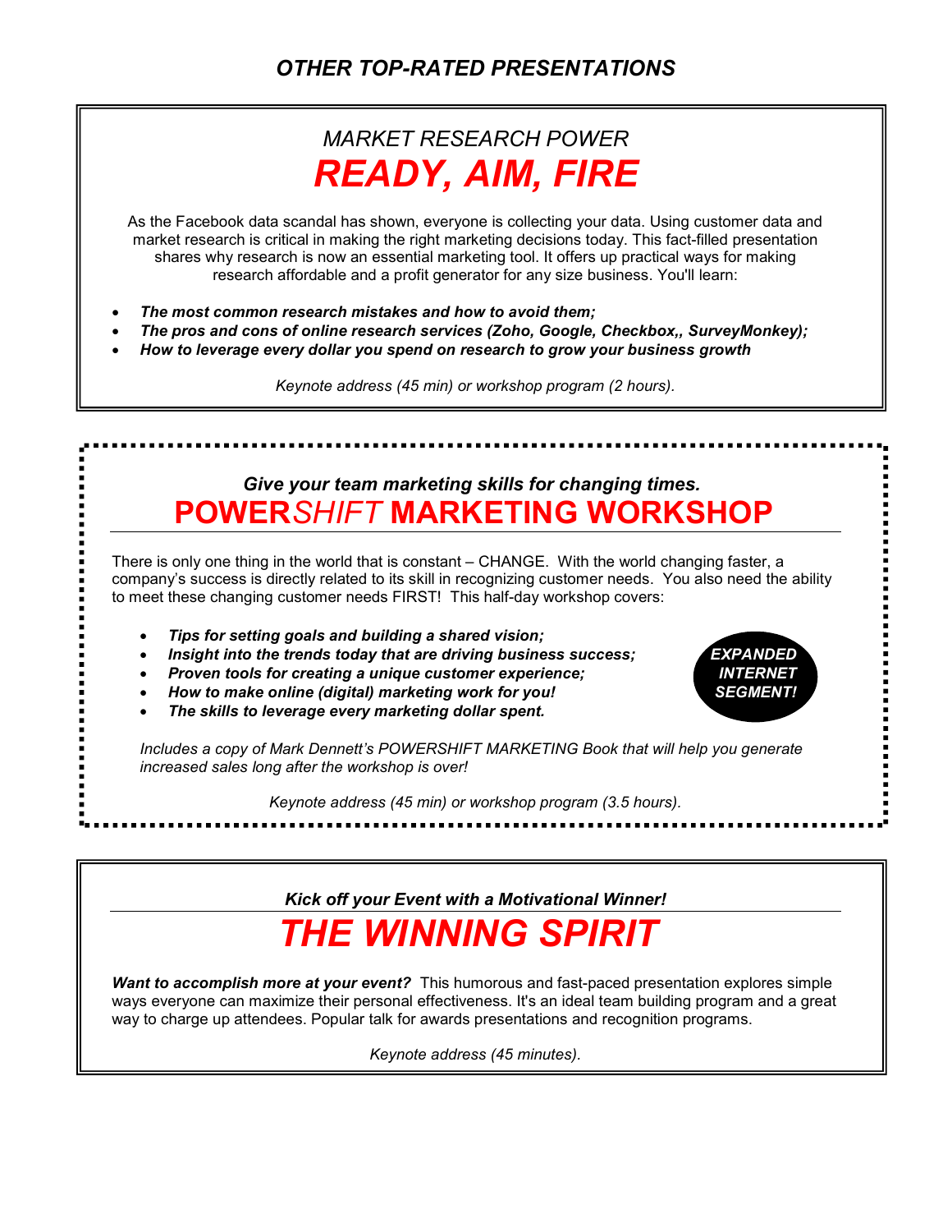# *OTHER TOP-RATED PRESENTATIONS*

## *MARKET RESEARCH POWER*

## ***READY, AIM, FIRE***

As the Facebook data scandal has shown, everyone is collecting your data. Using customer data and market research is critical in making the right marketing decisions today. This fact-filled presentation shares why research is now an essential marketing tool. It offers up practical ways for making research affordable and a profit generator for any size business. You'll learn:

- ***The most common research mistakes and how to avoid them;***
- ***The pros and cons of online research services (Zoho, Google, Checkbox,, SurveyMonkey);***
- ***How to leverage every dollar you spend on research to grow your business growth***

*Keynote address (45 min) or workshop program (2 hours).*

---

***Give your team marketing skills for changing times.***

## **POWER***SHIFT* **MARKETING WORKSHOP**

There is only one thing in the world that is constant – CHANGE. With the world changing faster, a company's success is directly related to its skill in recognizing customer needs. You also need the ability to meet these changing customer needs FIRST! This half-day workshop covers:

- ***Tips for setting goals and building a shared vision;***
- ***Insight into the trends today that are driving business success;***
- ***Proven tools for creating a unique customer experience;***
- ***How to make online (digital) marketing work for you!***
- ***The skills to leverage every marketing dollar spent.***

***EXPANDED INTERNET SEGMENT!***

*Includes a copy of Mark Dennett's POWERSHIFT MARKETING Book that will help you generate increased sales long after the workshop is over!*

*Keynote address (45 min) or workshop program (3.5 hours).*

---

***Kick off your Event with a Motivational Winner!***

## ***THE WINNING SPIRIT***

***Want to accomplish more at your event?*** This humorous and fast-paced presentation explores simple ways everyone can maximize their personal effectiveness. It's an ideal team building program and a great way to charge up attendees. Popular talk for awards presentations and recognition programs.

*Keynote address (45 minutes).*